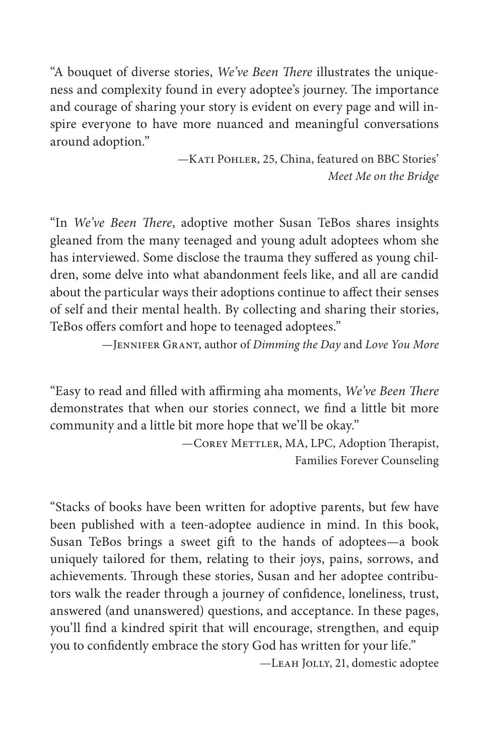"A bouquet of diverse stories, *We've Been There* illustrates the uniqueness and complexity found in every adoptee's journey. The importance and courage of sharing your story is evident on every page and will inspire everyone to have more nuanced and meaningful conversations around adoption."

—Kati Pohler, 25, China, featured on BBC Stories' *Meet Me on the Bridge*

"In *We've Been There*, adoptive mother Susan TeBos shares insights gleaned from the many teenaged and young adult adoptees whom she has interviewed. Some disclose the trauma they suffered as young children, some delve into what abandonment feels like, and all are candid about the particular ways their adoptions continue to affect their senses of self and their mental health. By collecting and sharing their stories, TeBos offers comfort and hope to teenaged adoptees."

—Jennifer Grant, author of *Dimming the Day* and *Love You More*

"Easy to read and filled with affirming aha moments, *We've Been There* demonstrates that when our stories connect, we find a little bit more community and a little bit more hope that we'll be okay."

—Corey Mettler, MA, LPC, Adoption Therapist, Families Forever Counseling

"Stacks of books have been written for adoptive parents, but few have been published with a teen-adoptee audience in mind. In this book, Susan TeBos brings a sweet gift to the hands of adoptees—a book uniquely tailored for them, relating to their joys, pains, sorrows, and achievements. Through these stories, Susan and her adoptee contributors walk the reader through a journey of confidence, loneliness, trust, answered (and unanswered) questions, and acceptance. In these pages, you'll find a kindred spirit that will encourage, strengthen, and equip you to confidently embrace the story God has written for your life."

—Leah Jolly, 21, domestic adoptee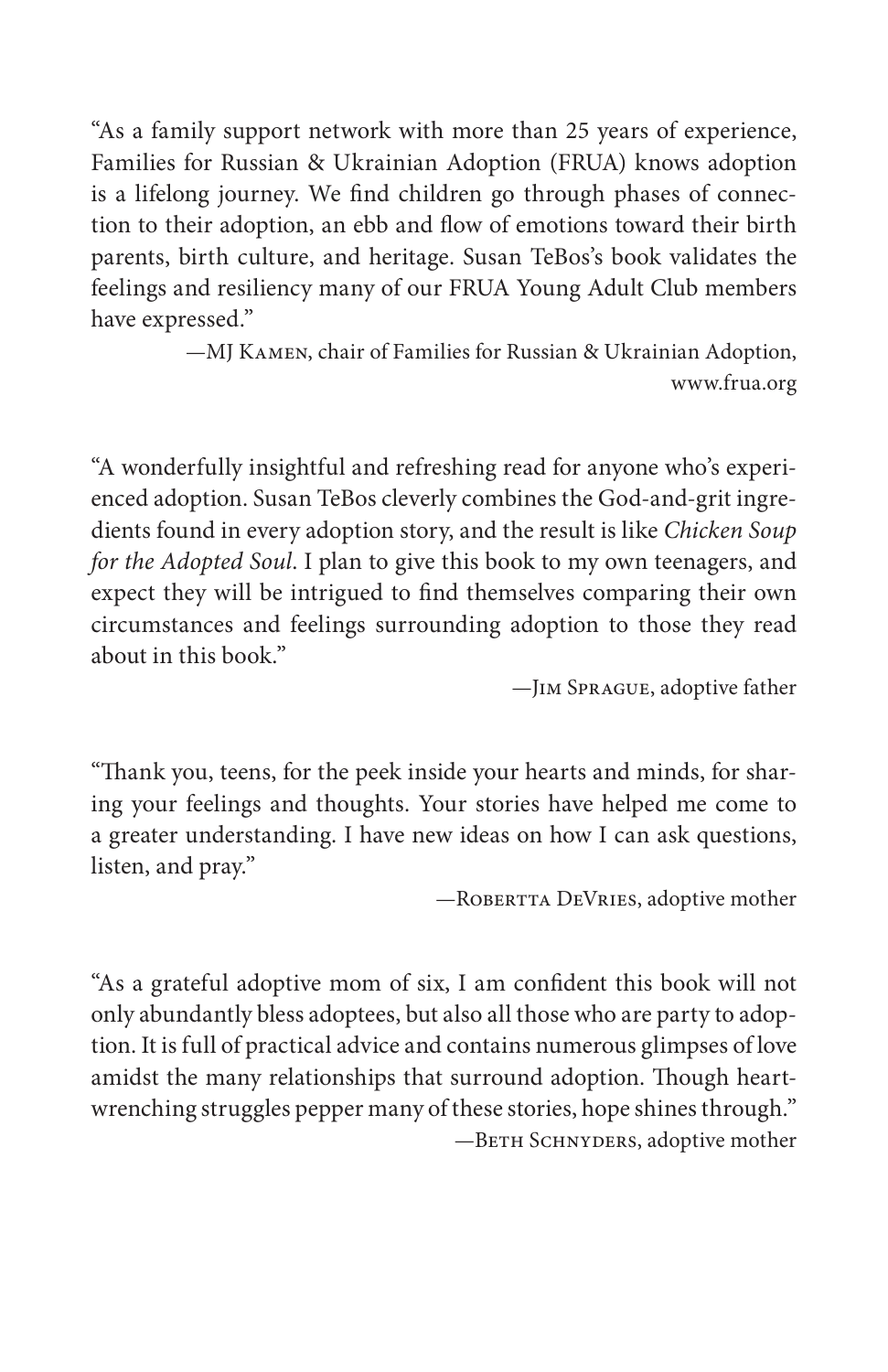"As a family support network with more than 25 years of experience, Families for Russian & Ukrainian Adoption (FRUA) knows adoption is a lifelong journey. We find children go through phases of connection to their adoption, an ebb and flow of emotions toward their birth parents, birth culture, and heritage. Susan TeBos's book validates the feelings and resiliency many of our FRUA Young Adult Club members have expressed."

—MJ Kamen, chair of Families for Russian & Ukrainian Adoption, www.frua.org

"A wonderfully insightful and refreshing read for anyone who's experienced adoption. Susan TeBos cleverly combines the God-and-grit ingredients found in every adoption story, and the result is like *Chicken Soup for the Adopted Soul*. I plan to give this book to my own teenagers, and expect they will be intrigued to find themselves comparing their own circumstances and feelings surrounding adoption to those they read about in this book."

—Jim Sprague, adoptive father

"Thank you, teens, for the peek inside your hearts and minds, for sharing your feelings and thoughts. Your stories have helped me come to a greater understanding. I have new ideas on how I can ask questions, listen, and pray."

—Robertta DeVries, adoptive mother

"As a grateful adoptive mom of six, I am confident this book will not only abundantly bless adoptees, but also all those who are party to adoption. It is full of practical advice and contains numerous glimpses of love amidst the many relationships that surround adoption. Though heart-wrenching struggles pepper many of these stories, hope shines through."

—Beth Schnyders, adoptive mother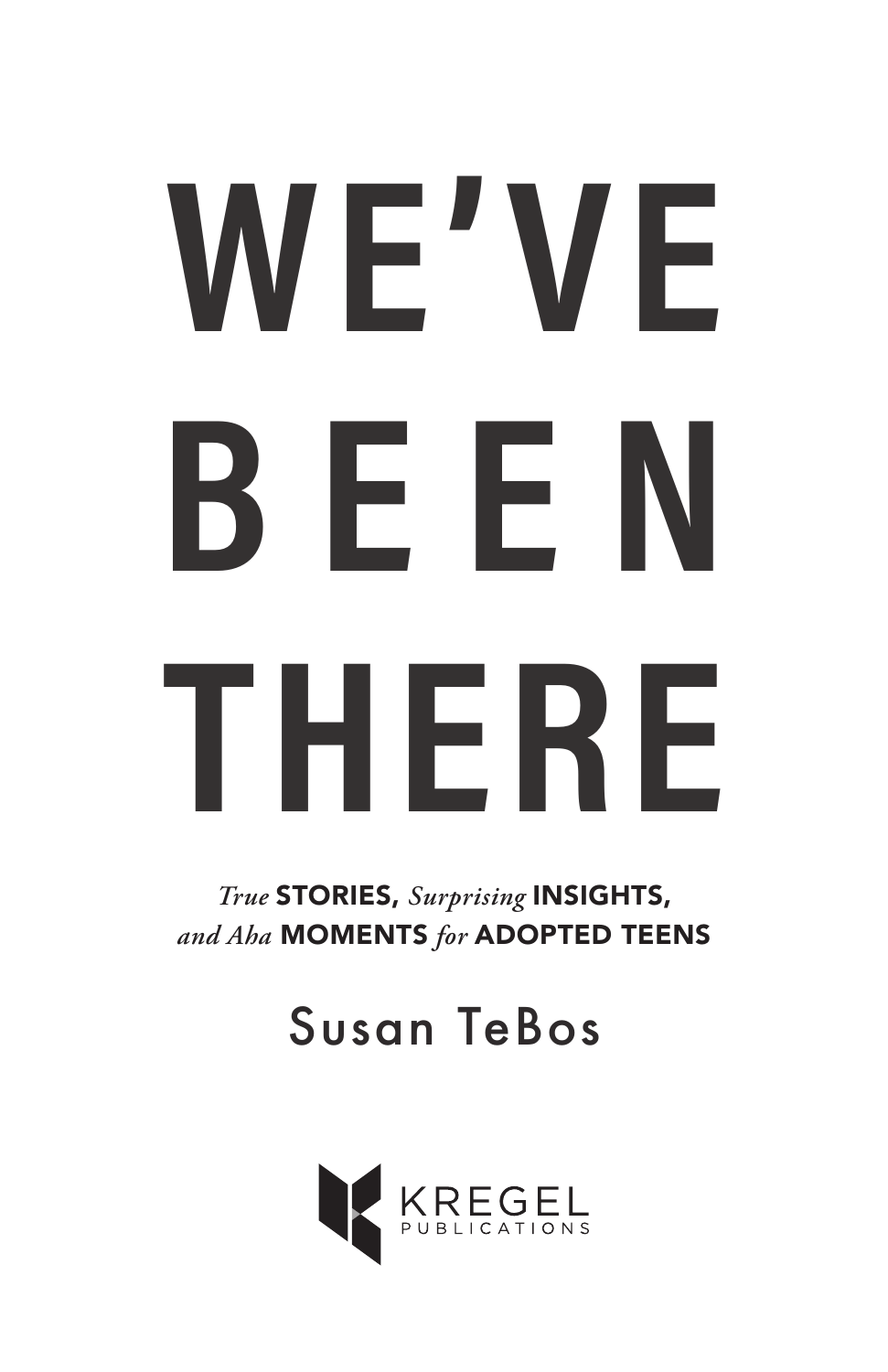# WE'VE BEEN THERE

*True* **STORIES,** *Surprising* **INSIGHTS,**
*and Aha* **MOMENTS** *for* **ADOPTED TEENS**

Susan TeBos

KREGEL PUBLICATIONS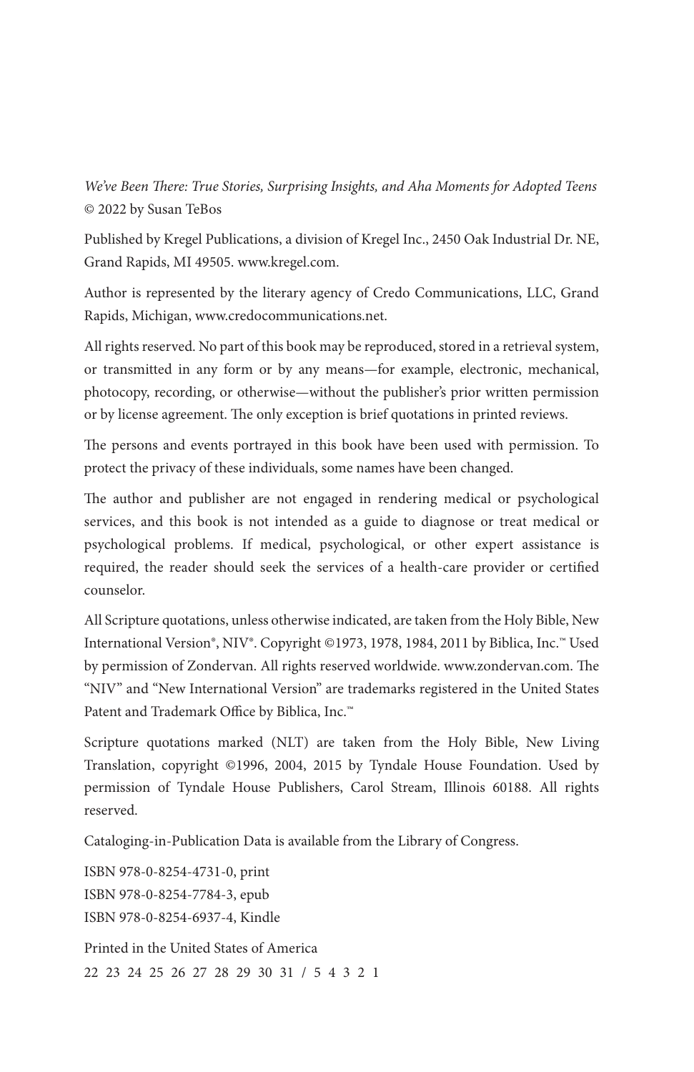*We've Been There: True Stories, Surprising Insights, and Aha Moments for Adopted Teens*
© 2022 by Susan TeBos

Published by Kregel Publications, a division of Kregel Inc., 2450 Oak Industrial Dr. NE, Grand Rapids, MI 49505. www.kregel.com.

Author is represented by the literary agency of Credo Communications, LLC, Grand Rapids, Michigan, www.credocommunications.net.

All rights reserved. No part of this book may be reproduced, stored in a retrieval system, or transmitted in any form or by any means—for example, electronic, mechanical, photocopy, recording, or otherwise—without the publisher's prior written permission or by license agreement. The only exception is brief quotations in printed reviews.

The persons and events portrayed in this book have been used with permission. To protect the privacy of these individuals, some names have been changed.

The author and publisher are not engaged in rendering medical or psychological services, and this book is not intended as a guide to diagnose or treat medical or psychological problems. If medical, psychological, or other expert assistance is required, the reader should seek the services of a health-care provider or certified counselor.

All Scripture quotations, unless otherwise indicated, are taken from the Holy Bible, New International Version®, NIV®. Copyright ©1973, 1978, 1984, 2011 by Biblica, Inc.™ Used by permission of Zondervan. All rights reserved worldwide. www.zondervan.com. The "NIV" and "New International Version" are trademarks registered in the United States Patent and Trademark Office by Biblica, Inc.™

Scripture quotations marked (NLT) are taken from the Holy Bible, New Living Translation, copyright ©1996, 2004, 2015 by Tyndale House Foundation. Used by permission of Tyndale House Publishers, Carol Stream, Illinois 60188. All rights reserved.

Cataloging-in-Publication Data is available from the Library of Congress.

ISBN 978-0-8254-4731-0, print
ISBN 978-0-8254-7784-3, epub
ISBN 978-0-8254-6937-4, Kindle

Printed in the United States of America
22 23 24 25 26 27 28 29 30 31 / 5 4 3 2 1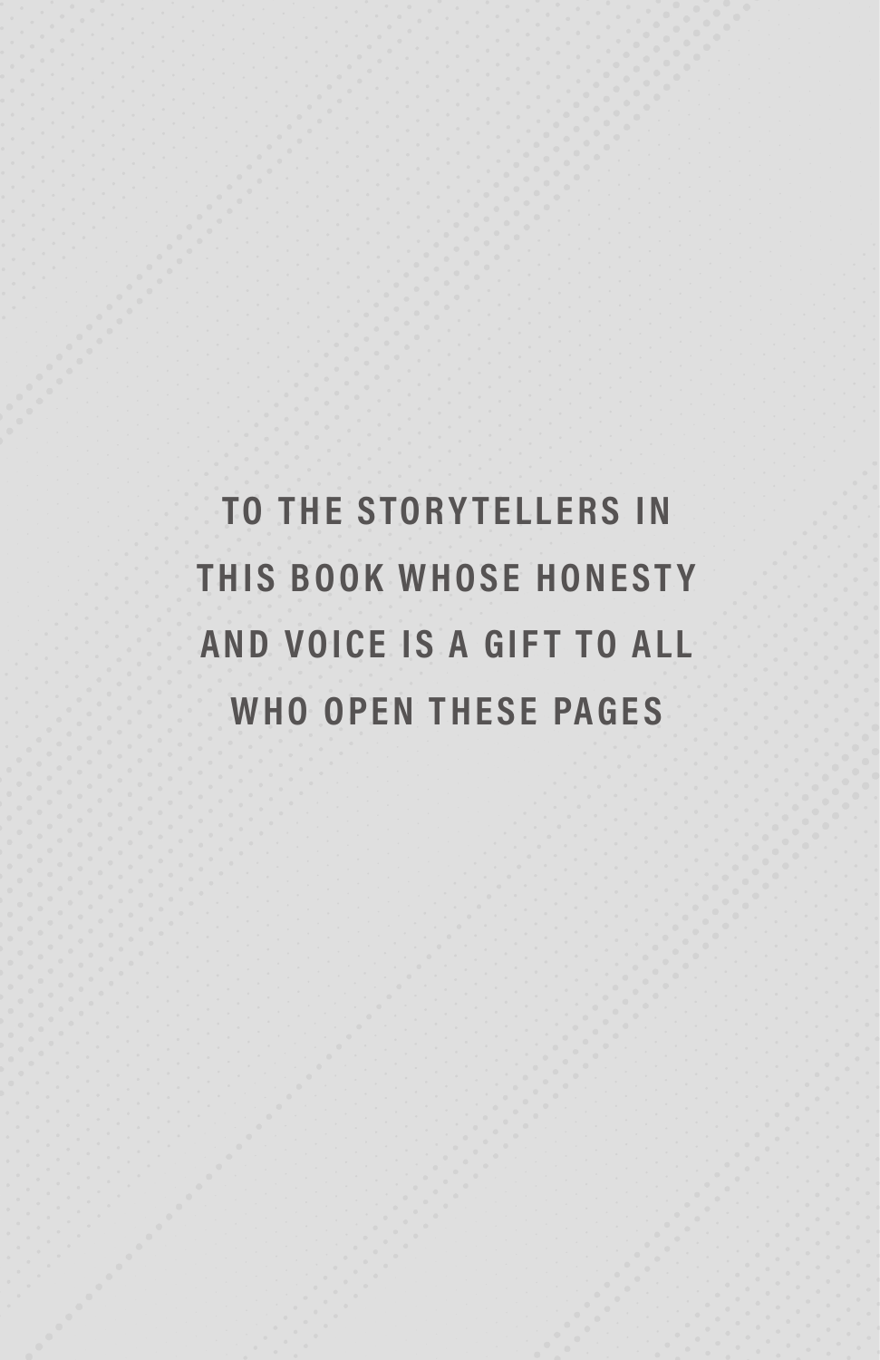**TO THE STORYTELLERS IN THIS BOOK WHOSE HONESTY AND VOICE IS A GIFT TO ALL WHO OPEN THESE PAGES**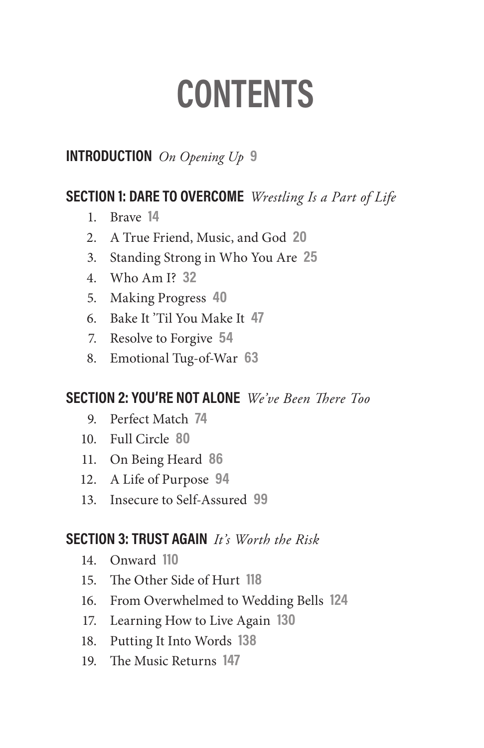# CONTENTS

**INTRODUCTION** *On Opening Up* 9

**SECTION 1: DARE TO OVERCOME** *Wrestling Is a Part of Life*

1. Brave 14
2. A True Friend, Music, and God 20
3. Standing Strong in Who You Are 25
4. Who Am I? 32
5. Making Progress 40
6. Bake It 'Til You Make It 47
7. Resolve to Forgive 54
8. Emotional Tug-of-War 63

**SECTION 2: YOU'RE NOT ALONE** *We've Been There Too*

9. Perfect Match 74
10. Full Circle 80
11. On Being Heard 86
12. A Life of Purpose 94
13. Insecure to Self-Assured 99

**SECTION 3: TRUST AGAIN** *It's Worth the Risk*

14. Onward 110
15. The Other Side of Hurt 118
16. From Overwhelmed to Wedding Bells 124
17. Learning How to Live Again 130
18. Putting It Into Words 138
19. The Music Returns 147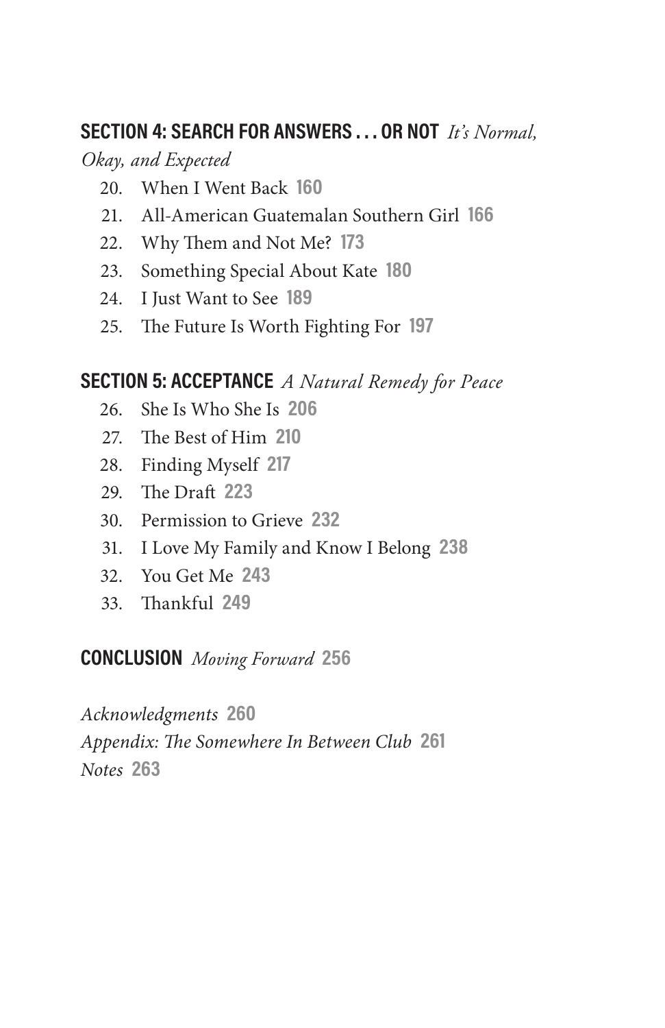## **SECTION 4: SEARCH FOR ANSWERS . . . OR NOT** *It's Normal, Okay, and Expected*

20. When I Went Back **160**
21. All-American Guatemalan Southern Girl **166**
22. Why Them and Not Me? **173**
23. Something Special About Kate **180**
24. I Just Want to See **189**
25. The Future Is Worth Fighting For **197**

## **SECTION 5: ACCEPTANCE** *A Natural Remedy for Peace*

26. She Is Who She Is **206**
27. The Best of Him **210**
28. Finding Myself **217**
29. The Draft **223**
30. Permission to Grieve **232**
31. I Love My Family and Know I Belong **238**
32. You Get Me **243**
33. Thankful **249**

## **CONCLUSION** *Moving Forward* **256**

*Acknowledgments* **260**
*Appendix: The Somewhere In Between Club* **261**
*Notes* **263**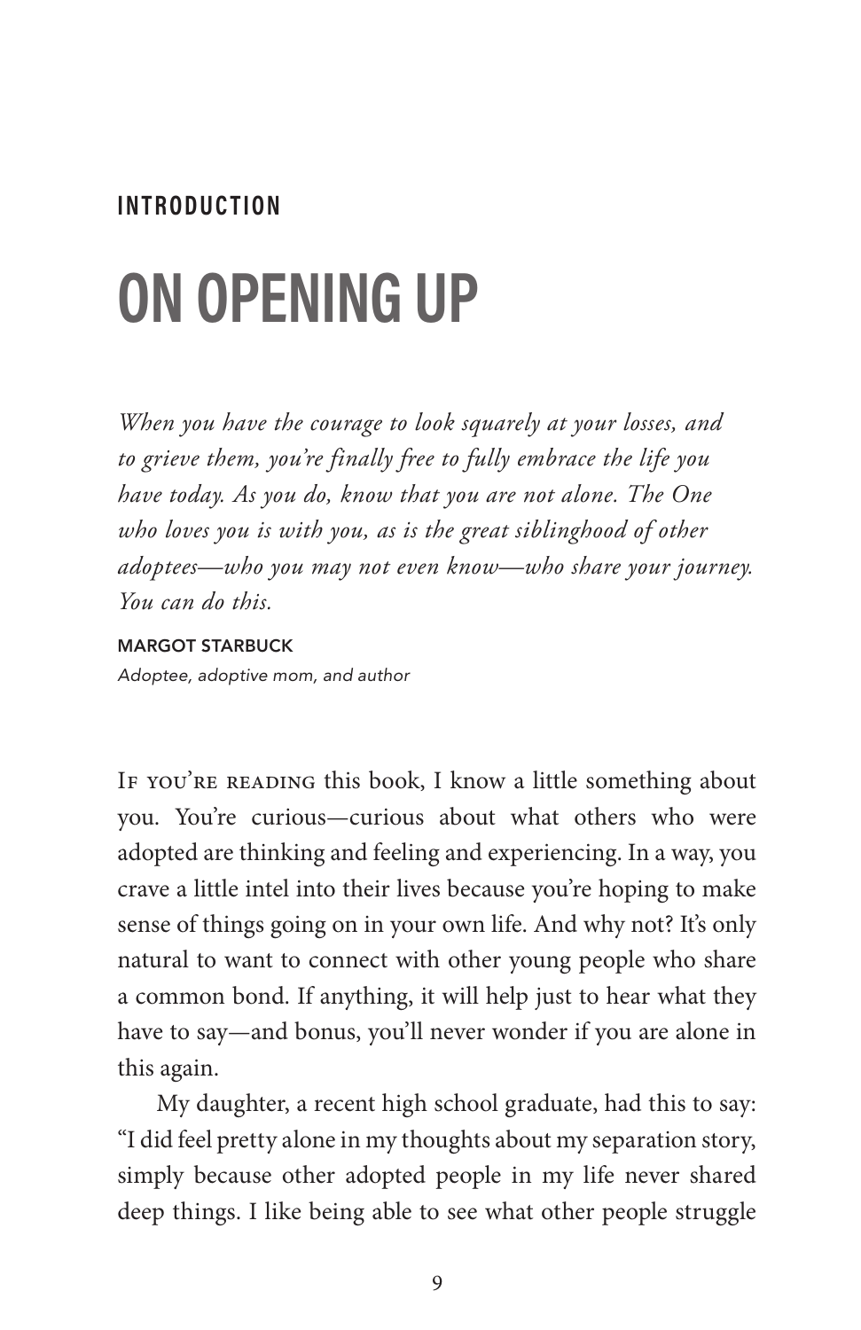## INTRODUCTION

# ON OPENING UP

*When you have the courage to look squarely at your losses, and to grieve them, you're finally free to fully embrace the life you have today. As you do, know that you are not alone. The One who loves you is with you, as is the great siblinghood of other adoptees—who you may not even know—who share your journey. You can do this.*

**MARGOT STARBUCK**
*Adoptee, adoptive mom, and author*

If you're reading this book, I know a little something about you. You're curious—curious about what others who were adopted are thinking and feeling and experiencing. In a way, you crave a little intel into their lives because you're hoping to make sense of things going on in your own life. And why not? It's only natural to want to connect with other young people who share a common bond. If anything, it will help just to hear what they have to say—and bonus, you'll never wonder if you are alone in this again.

My daughter, a recent high school graduate, had this to say: "I did feel pretty alone in my thoughts about my separation story, simply because other adopted people in my life never shared deep things. I like being able to see what other people struggle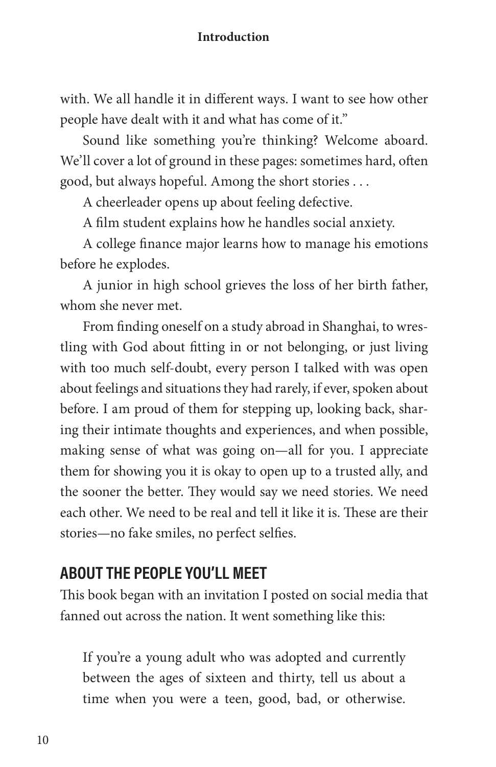with. We all handle it in different ways. I want to see how other people have dealt with it and what has come of it."

Sound like something you're thinking? Welcome aboard. We'll cover a lot of ground in these pages: sometimes hard, often good, but always hopeful. Among the short stories . . .

A cheerleader opens up about feeling defective.

A film student explains how he handles social anxiety.

A college finance major learns how to manage his emotions before he explodes.

A junior in high school grieves the loss of her birth father, whom she never met.

From finding oneself on a study abroad in Shanghai, to wrestling with God about fitting in or not belonging, or just living with too much self-doubt, every person I talked with was open about feelings and situations they had rarely, if ever, spoken about before. I am proud of them for stepping up, looking back, sharing their intimate thoughts and experiences, and when possible, making sense of what was going on—all for you. I appreciate them for showing you it is okay to open up to a trusted ally, and the sooner the better. They would say we need stories. We need each other. We need to be real and tell it like it is. These are their stories—no fake smiles, no perfect selfies.

## ABOUT THE PEOPLE YOU'LL MEET

This book began with an invitation I posted on social media that fanned out across the nation. It went something like this:

> If you're a young adult who was adopted and currently between the ages of sixteen and thirty, tell us about a time when you were a teen, good, bad, or otherwise.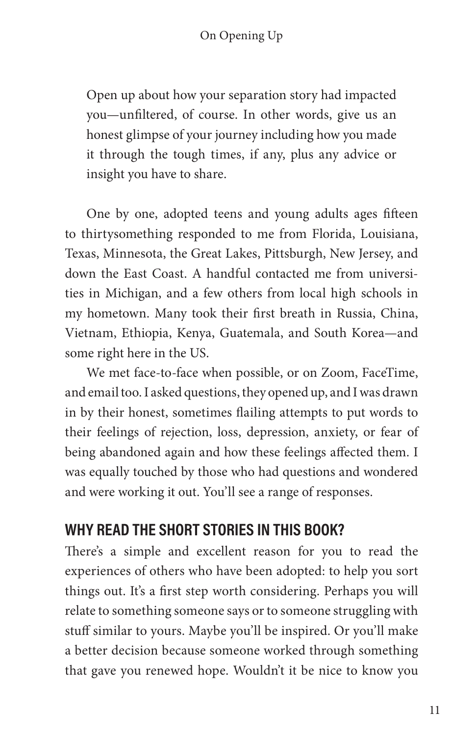> Open up about how your separation story had impacted you—unfiltered, of course. In other words, give us an honest glimpse of your journey including how you made it through the tough times, if any, plus any advice or insight you have to share.

One by one, adopted teens and young adults ages fifteen to thirtysomething responded to me from Florida, Louisiana, Texas, Minnesota, the Great Lakes, Pittsburgh, New Jersey, and down the East Coast. A handful contacted me from universities in Michigan, and a few others from local high schools in my hometown. Many took their first breath in Russia, China, Vietnam, Ethiopia, Kenya, Guatemala, and South Korea—and some right here in the US.

We met face-to-face when possible, or on Zoom, FaceTime, and email too. I asked questions, they opened up, and I was drawn in by their honest, sometimes flailing attempts to put words to their feelings of rejection, loss, depression, anxiety, or fear of being abandoned again and how these feelings affected them. I was equally touched by those who had questions and wondered and were working it out. You'll see a range of responses.

## WHY READ THE SHORT STORIES IN THIS BOOK?

There's a simple and excellent reason for you to read the experiences of others who have been adopted: to help you sort things out. It's a first step worth considering. Perhaps you will relate to something someone says or to someone struggling with stuff similar to yours. Maybe you'll be inspired. Or you'll make a better decision because someone worked through something that gave you renewed hope. Wouldn't it be nice to know you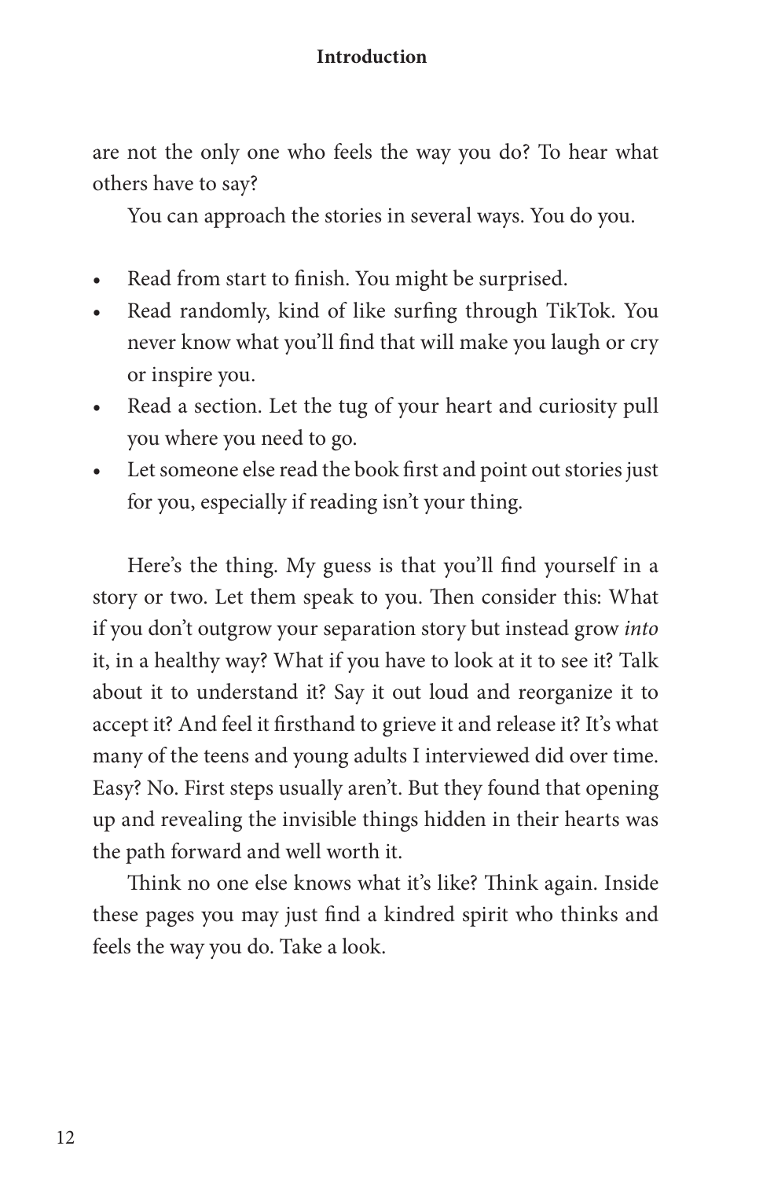are not the only one who feels the way you do? To hear what others have to say?

You can approach the stories in several ways. You do you.

- Read from start to finish. You might be surprised.
- Read randomly, kind of like surfing through TikTok. You never know what you'll find that will make you laugh or cry or inspire you.
- Read a section. Let the tug of your heart and curiosity pull you where you need to go.
- Let someone else read the book first and point out stories just for you, especially if reading isn't your thing.

Here's the thing. My guess is that you'll find yourself in a story or two. Let them speak to you. Then consider this: What if you don't outgrow your separation story but instead grow *into* it, in a healthy way? What if you have to look at it to see it? Talk about it to understand it? Say it out loud and reorganize it to accept it? And feel it firsthand to grieve it and release it? It's what many of the teens and young adults I interviewed did over time. Easy? No. First steps usually aren't. But they found that opening up and revealing the invisible things hidden in their hearts was the path forward and well worth it.

Think no one else knows what it's like? Think again. Inside these pages you may just find a kindred spirit who thinks and feels the way you do. Take a look.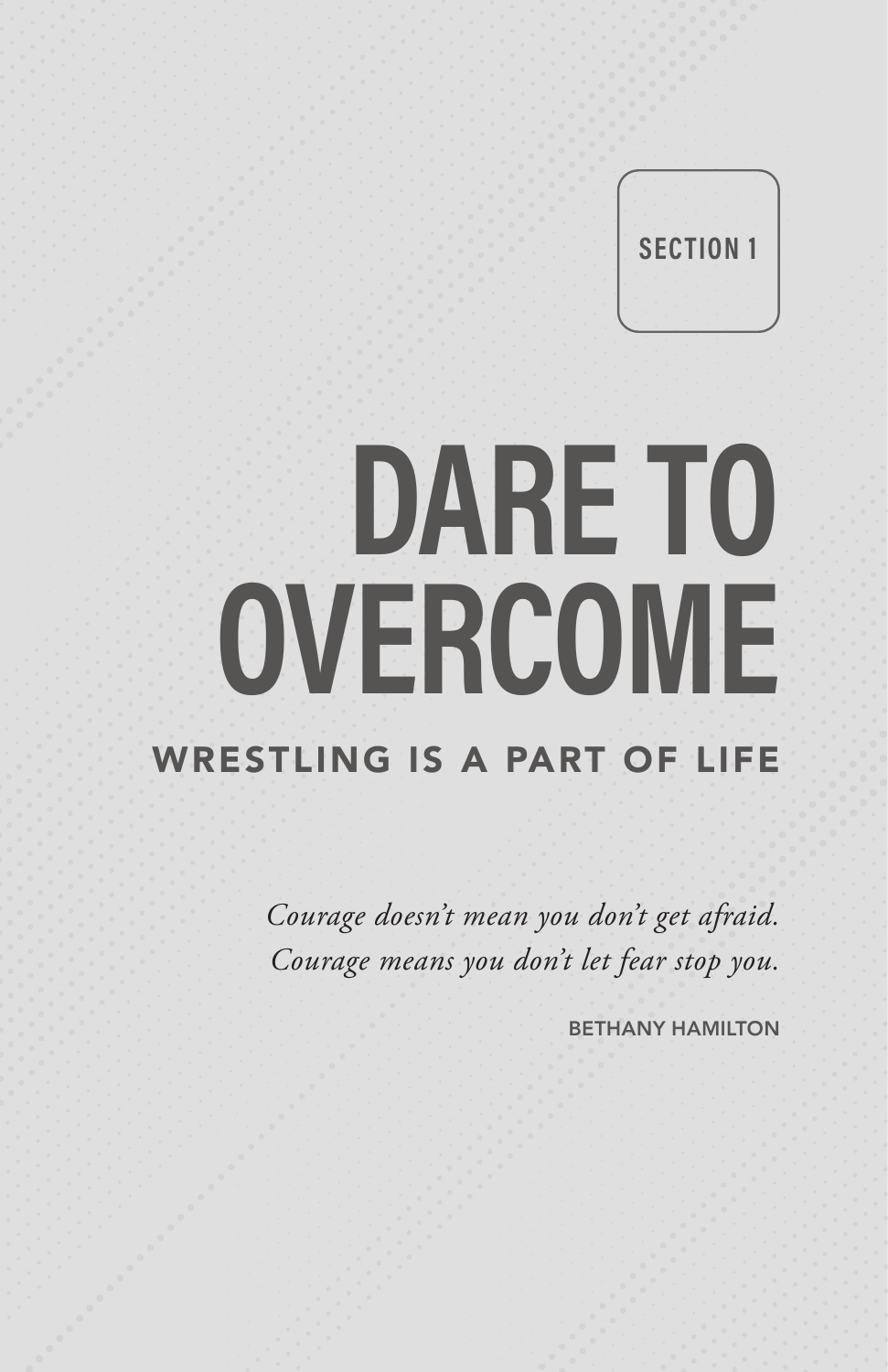SECTION 1

# DARE TO OVERCOME

## WRESTLING IS A PART OF LIFE

*Courage doesn't mean you don't get afraid.*
*Courage means you don't let fear stop you.*

BETHANY HAMILTON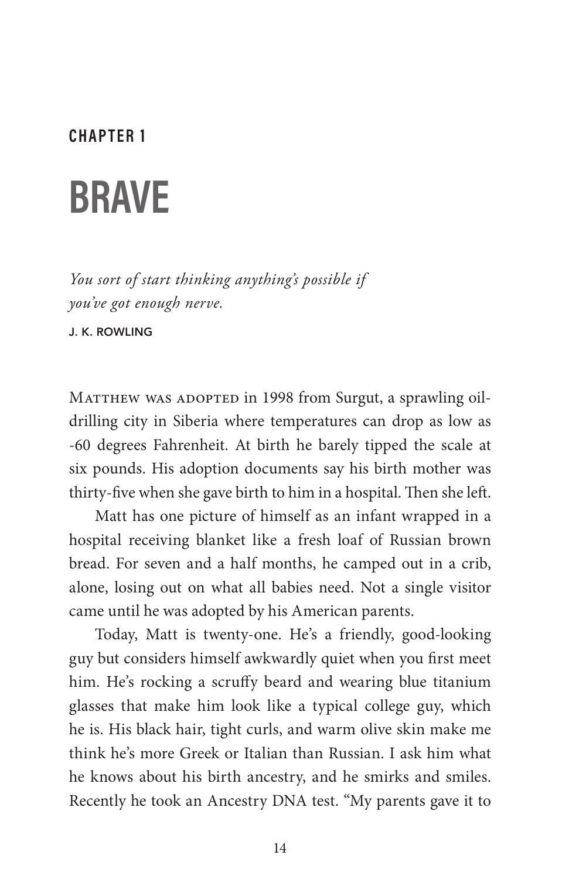## CHAPTER 1

# BRAVE

*You sort of start thinking anything's possible if you've got enough nerve.*

J. K. ROWLING

MATTHEW WAS ADOPTED in 1998 from Surgut, a sprawling oil-drilling city in Siberia where temperatures can drop as low as -60 degrees Fahrenheit. At birth he barely tipped the scale at six pounds. His adoption documents say his birth mother was thirty-five when she gave birth to him in a hospital. Then she left.

Matt has one picture of himself as an infant wrapped in a hospital receiving blanket like a fresh loaf of Russian brown bread. For seven and a half months, he camped out in a crib, alone, losing out on what all babies need. Not a single visitor came until he was adopted by his American parents.

Today, Matt is twenty-one. He's a friendly, good-looking guy but considers himself awkwardly quiet when you first meet him. He's rocking a scruffy beard and wearing blue titanium glasses that make him look like a typical college guy, which he is. His black hair, tight curls, and warm olive skin make me think he's more Greek or Italian than Russian. I ask him what he knows about his birth ancestry, and he smirks and smiles. Recently he took an Ancestry DNA test. "My parents gave it to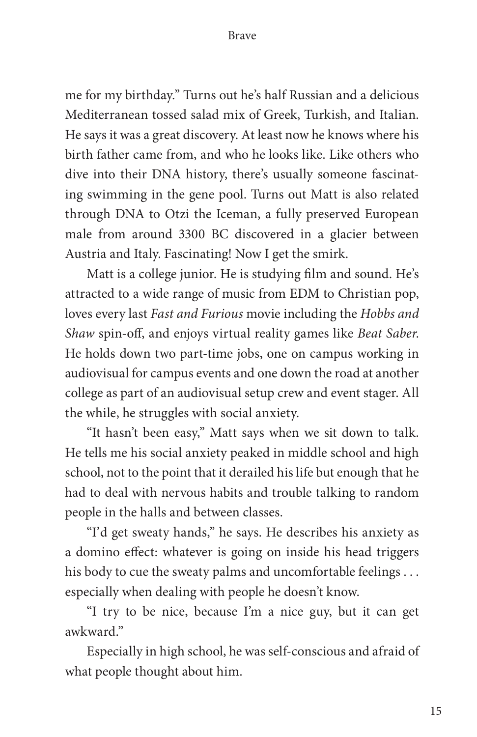me for my birthday." Turns out he's half Russian and a delicious Mediterranean tossed salad mix of Greek, Turkish, and Italian. He says it was a great discovery. At least now he knows where his birth father came from, and who he looks like. Like others who dive into their DNA history, there's usually someone fascinating swimming in the gene pool. Turns out Matt is also related through DNA to Otzi the Iceman, a fully preserved European male from around 3300 BC discovered in a glacier between Austria and Italy. Fascinating! Now I get the smirk.

Matt is a college junior. He is studying film and sound. He's attracted to a wide range of music from EDM to Christian pop, loves every last *Fast and Furious* movie including the *Hobbs and Shaw* spin-off, and enjoys virtual reality games like *Beat Saber*. He holds down two part-time jobs, one on campus working in audiovisual for campus events and one down the road at another college as part of an audiovisual setup crew and event stager. All the while, he struggles with social anxiety.

"It hasn't been easy," Matt says when we sit down to talk. He tells me his social anxiety peaked in middle school and high school, not to the point that it derailed his life but enough that he had to deal with nervous habits and trouble talking to random people in the halls and between classes.

"I'd get sweaty hands," he says. He describes his anxiety as a domino effect: whatever is going on inside his head triggers his body to cue the sweaty palms and uncomfortable feelings . . . especially when dealing with people he doesn't know.

"I try to be nice, because I'm a nice guy, but it can get awkward."

Especially in high school, he was self-conscious and afraid of what people thought about him.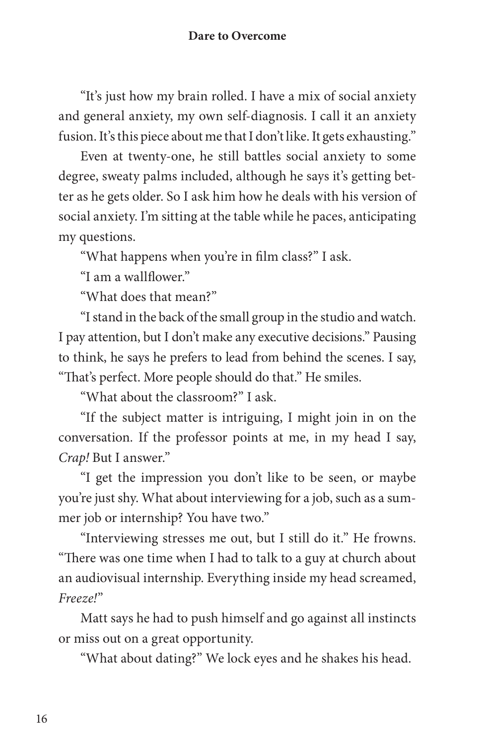"It's just how my brain rolled. I have a mix of social anxiety and general anxiety, my own self-diagnosis. I call it an anxiety fusion. It's this piece about me that I don't like. It gets exhausting."

Even at twenty-one, he still battles social anxiety to some degree, sweaty palms included, although he says it's getting better as he gets older. So I ask him how he deals with his version of social anxiety. I'm sitting at the table while he paces, anticipating my questions.

"What happens when you're in film class?" I ask.

"I am a wallflower."

"What does that mean?"

"I stand in the back of the small group in the studio and watch. I pay attention, but I don't make any executive decisions." Pausing to think, he says he prefers to lead from behind the scenes. I say, "That's perfect. More people should do that." He smiles.

"What about the classroom?" I ask.

"If the subject matter is intriguing, I might join in on the conversation. If the professor points at me, in my head I say, *Crap!* But I answer."

"I get the impression you don't like to be seen, or maybe you're just shy. What about interviewing for a job, such as a summer job or internship? You have two."

"Interviewing stresses me out, but I still do it." He frowns. "There was one time when I had to talk to a guy at church about an audiovisual internship. Everything inside my head screamed, *Freeze!*"

Matt says he had to push himself and go against all instincts or miss out on a great opportunity.

"What about dating?" We lock eyes and he shakes his head.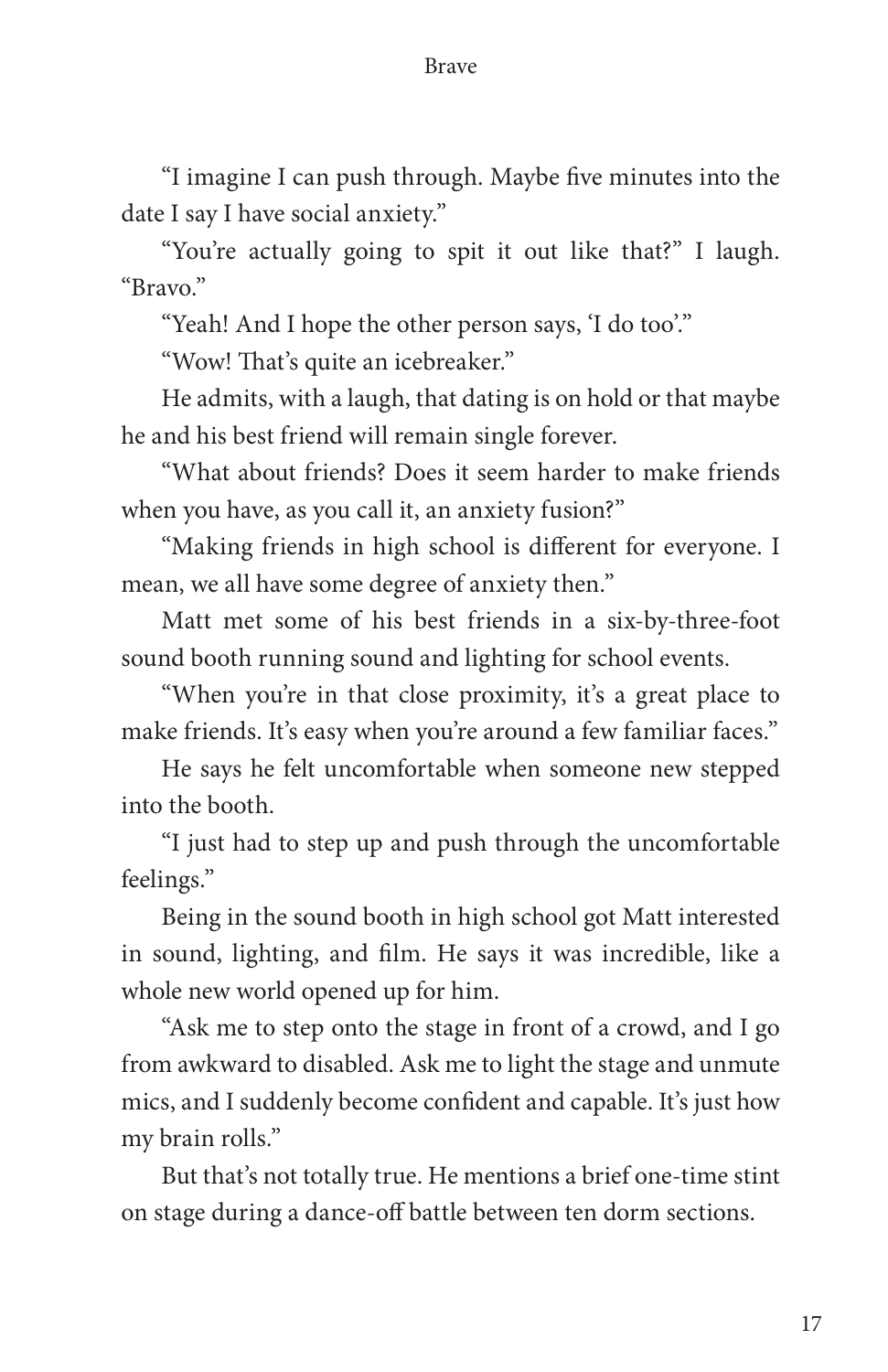"I imagine I can push through. Maybe five minutes into the date I say I have social anxiety."

"You're actually going to spit it out like that?" I laugh. "Bravo."

"Yeah! And I hope the other person says, 'I do too'."

"Wow! That's quite an icebreaker."

He admits, with a laugh, that dating is on hold or that maybe he and his best friend will remain single forever.

"What about friends? Does it seem harder to make friends when you have, as you call it, an anxiety fusion?"

"Making friends in high school is different for everyone. I mean, we all have some degree of anxiety then."

Matt met some of his best friends in a six-by-three-foot sound booth running sound and lighting for school events.

"When you're in that close proximity, it's a great place to make friends. It's easy when you're around a few familiar faces."

He says he felt uncomfortable when someone new stepped into the booth.

"I just had to step up and push through the uncomfortable feelings."

Being in the sound booth in high school got Matt interested in sound, lighting, and film. He says it was incredible, like a whole new world opened up for him.

"Ask me to step onto the stage in front of a crowd, and I go from awkward to disabled. Ask me to light the stage and unmute mics, and I suddenly become confident and capable. It's just how my brain rolls."

But that's not totally true. He mentions a brief one-time stint on stage during a dance-off battle between ten dorm sections.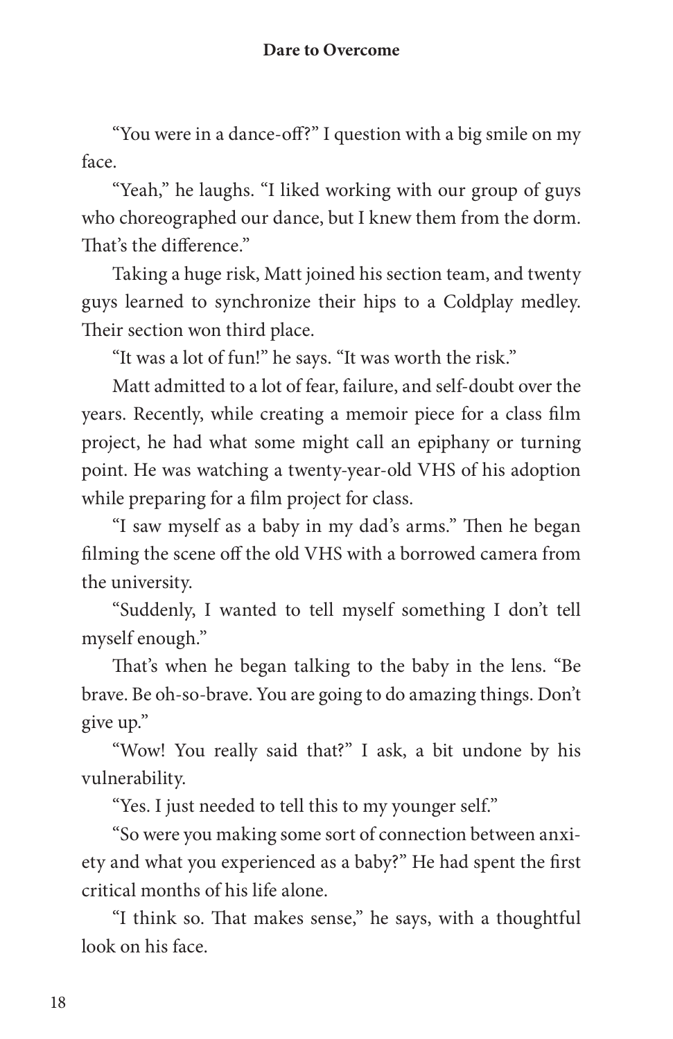"You were in a dance-off?" I question with a big smile on my face.

"Yeah," he laughs. "I liked working with our group of guys who choreographed our dance, but I knew them from the dorm. That's the difference."

Taking a huge risk, Matt joined his section team, and twenty guys learned to synchronize their hips to a Coldplay medley. Their section won third place.

"It was a lot of fun!" he says. "It was worth the risk."

Matt admitted to a lot of fear, failure, and self-doubt over the years. Recently, while creating a memoir piece for a class film project, he had what some might call an epiphany or turning point. He was watching a twenty-year-old VHS of his adoption while preparing for a film project for class.

"I saw myself as a baby in my dad's arms." Then he began filming the scene off the old VHS with a borrowed camera from the university.

"Suddenly, I wanted to tell myself something I don't tell myself enough."

That's when he began talking to the baby in the lens. "Be brave. Be oh-so-brave. You are going to do amazing things. Don't give up."

"Wow! You really said that?" I ask, a bit undone by his vulnerability.

"Yes. I just needed to tell this to my younger self."

"So were you making some sort of connection between anxiety and what you experienced as a baby?" He had spent the first critical months of his life alone.

"I think so. That makes sense," he says, with a thoughtful look on his face.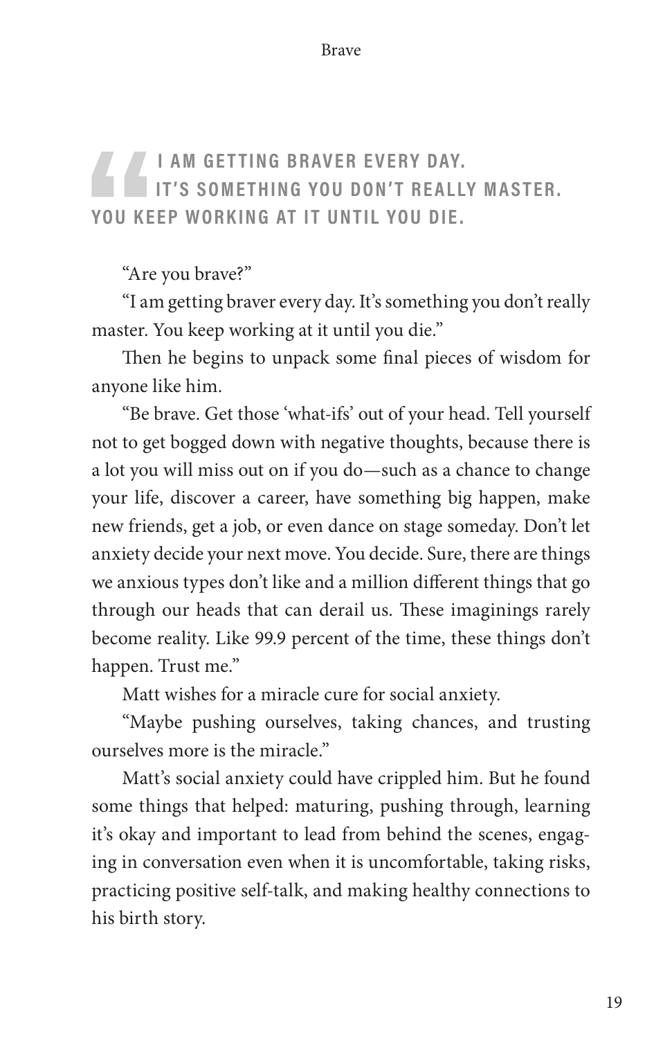> **I AM GETTING BRAVER EVERY DAY. IT'S SOMETHING YOU DON'T REALLY MASTER. YOU KEEP WORKING AT IT UNTIL YOU DIE.**

"Are you brave?"

"I am getting braver every day. It's something you don't really master. You keep working at it until you die."

Then he begins to unpack some final pieces of wisdom for anyone like him.

"Be brave. Get those 'what-ifs' out of your head. Tell yourself not to get bogged down with negative thoughts, because there is a lot you will miss out on if you do—such as a chance to change your life, discover a career, have something big happen, make new friends, get a job, or even dance on stage someday. Don't let anxiety decide your next move. You decide. Sure, there are things we anxious types don't like and a million different things that go through our heads that can derail us. These imaginings rarely become reality. Like 99.9 percent of the time, these things don't happen. Trust me."

Matt wishes for a miracle cure for social anxiety.

"Maybe pushing ourselves, taking chances, and trusting ourselves more is the miracle."

Matt's social anxiety could have crippled him. But he found some things that helped: maturing, pushing through, learning it's okay and important to lead from behind the scenes, engaging in conversation even when it is uncomfortable, taking risks, practicing positive self-talk, and making healthy connections to his birth story.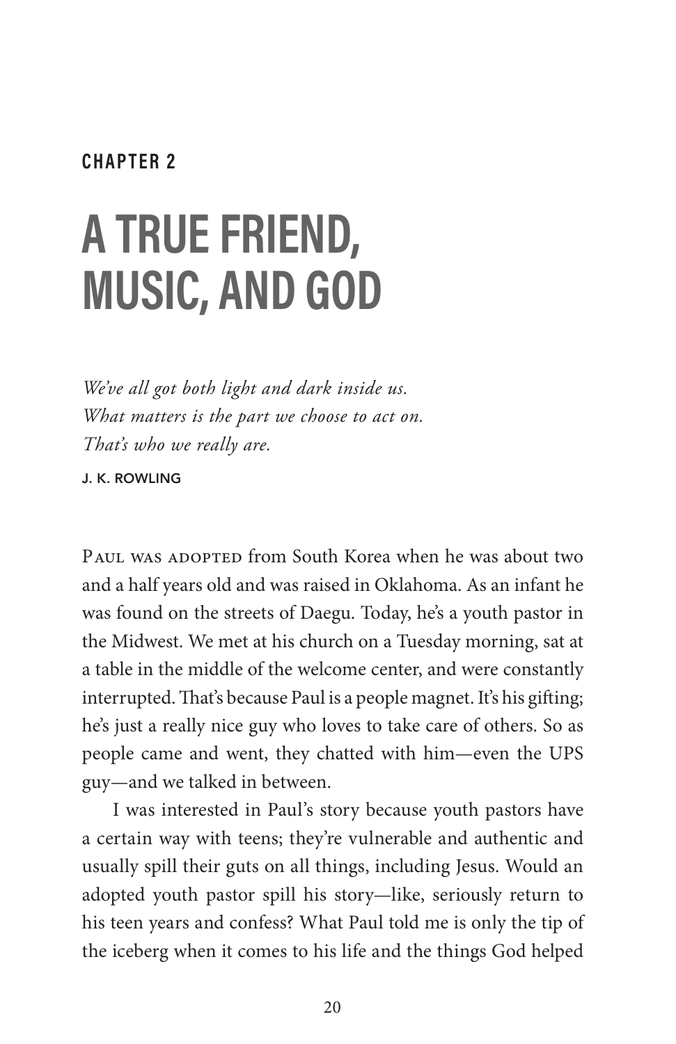## CHAPTER 2

# A TRUE FRIEND, MUSIC, AND GOD

*We've all got both light and dark inside us.*
*What matters is the part we choose to act on.*
*That's who we really are.*

J. K. ROWLING

PAUL WAS ADOPTED from South Korea when he was about two and a half years old and was raised in Oklahoma. As an infant he was found on the streets of Daegu. Today, he's a youth pastor in the Midwest. We met at his church on a Tuesday morning, sat at a table in the middle of the welcome center, and were constantly interrupted. That's because Paul is a people magnet. It's his gifting; he's just a really nice guy who loves to take care of others. So as people came and went, they chatted with him—even the UPS guy—and we talked in between.

I was interested in Paul's story because youth pastors have a certain way with teens; they're vulnerable and authentic and usually spill their guts on all things, including Jesus. Would an adopted youth pastor spill his story—like, seriously return to his teen years and confess? What Paul told me is only the tip of the iceberg when it comes to his life and the things God helped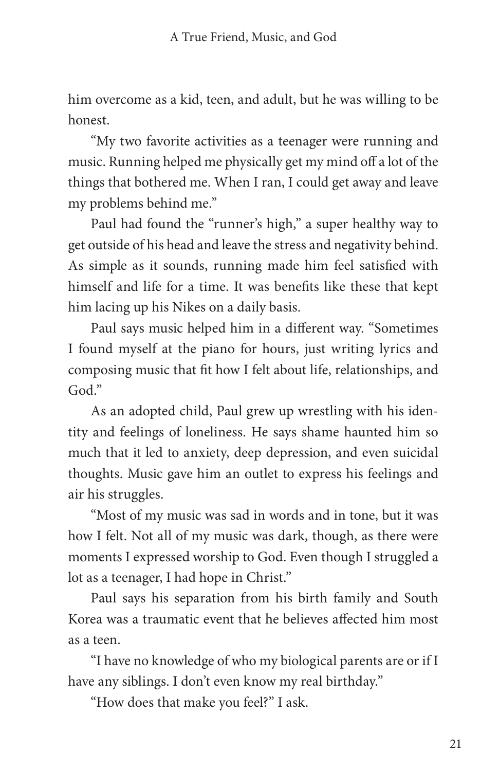him overcome as a kid, teen, and adult, but he was willing to be honest.

"My two favorite activities as a teenager were running and music. Running helped me physically get my mind off a lot of the things that bothered me. When I ran, I could get away and leave my problems behind me."

Paul had found the "runner's high," a super healthy way to get outside of his head and leave the stress and negativity behind. As simple as it sounds, running made him feel satisfied with himself and life for a time. It was benefits like these that kept him lacing up his Nikes on a daily basis.

Paul says music helped him in a different way. "Sometimes I found myself at the piano for hours, just writing lyrics and composing music that fit how I felt about life, relationships, and God."

As an adopted child, Paul grew up wrestling with his identity and feelings of loneliness. He says shame haunted him so much that it led to anxiety, deep depression, and even suicidal thoughts. Music gave him an outlet to express his feelings and air his struggles.

"Most of my music was sad in words and in tone, but it was how I felt. Not all of my music was dark, though, as there were moments I expressed worship to God. Even though I struggled a lot as a teenager, I had hope in Christ."

Paul says his separation from his birth family and South Korea was a traumatic event that he believes affected him most as a teen.

"I have no knowledge of who my biological parents are or if I have any siblings. I don't even know my real birthday."

"How does that make you feel?" I ask.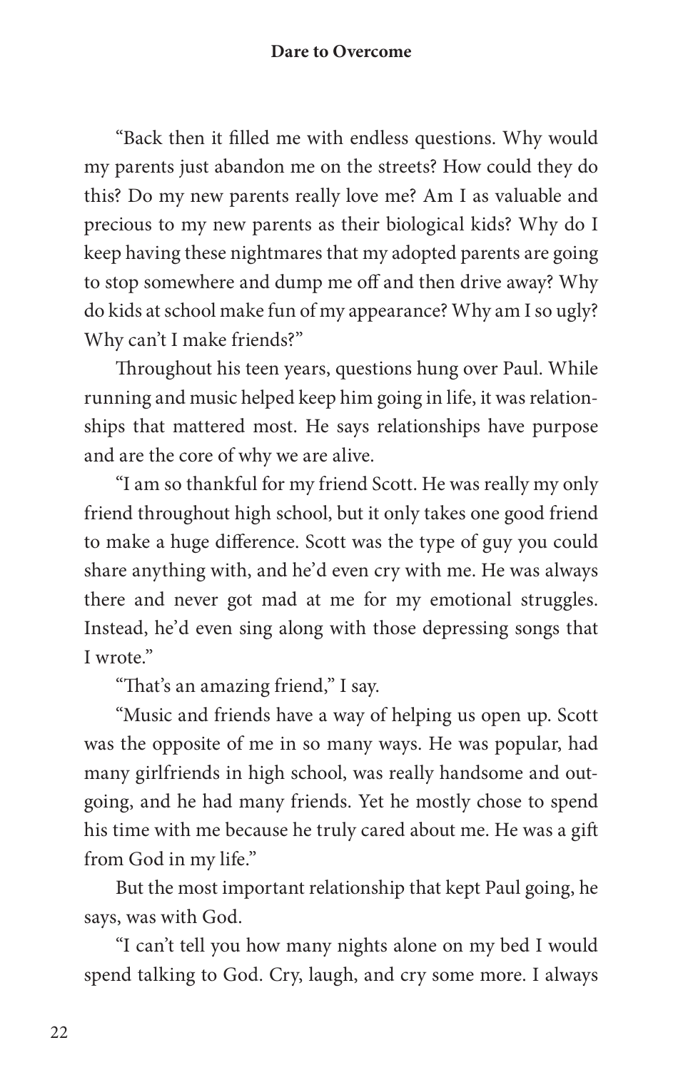"Back then it filled me with endless questions. Why would my parents just abandon me on the streets? How could they do this? Do my new parents really love me? Am I as valuable and precious to my new parents as their biological kids? Why do I keep having these nightmares that my adopted parents are going to stop somewhere and dump me off and then drive away? Why do kids at school make fun of my appearance? Why am I so ugly? Why can't I make friends?"

Throughout his teen years, questions hung over Paul. While running and music helped keep him going in life, it was relationships that mattered most. He says relationships have purpose and are the core of why we are alive.

"I am so thankful for my friend Scott. He was really my only friend throughout high school, but it only takes one good friend to make a huge difference. Scott was the type of guy you could share anything with, and he'd even cry with me. He was always there and never got mad at me for my emotional struggles. Instead, he'd even sing along with those depressing songs that I wrote."

"That's an amazing friend," I say.

"Music and friends have a way of helping us open up. Scott was the opposite of me in so many ways. He was popular, had many girlfriends in high school, was really handsome and outgoing, and he had many friends. Yet he mostly chose to spend his time with me because he truly cared about me. He was a gift from God in my life."

But the most important relationship that kept Paul going, he says, was with God.

"I can't tell you how many nights alone on my bed I would spend talking to God. Cry, laugh, and cry some more. I always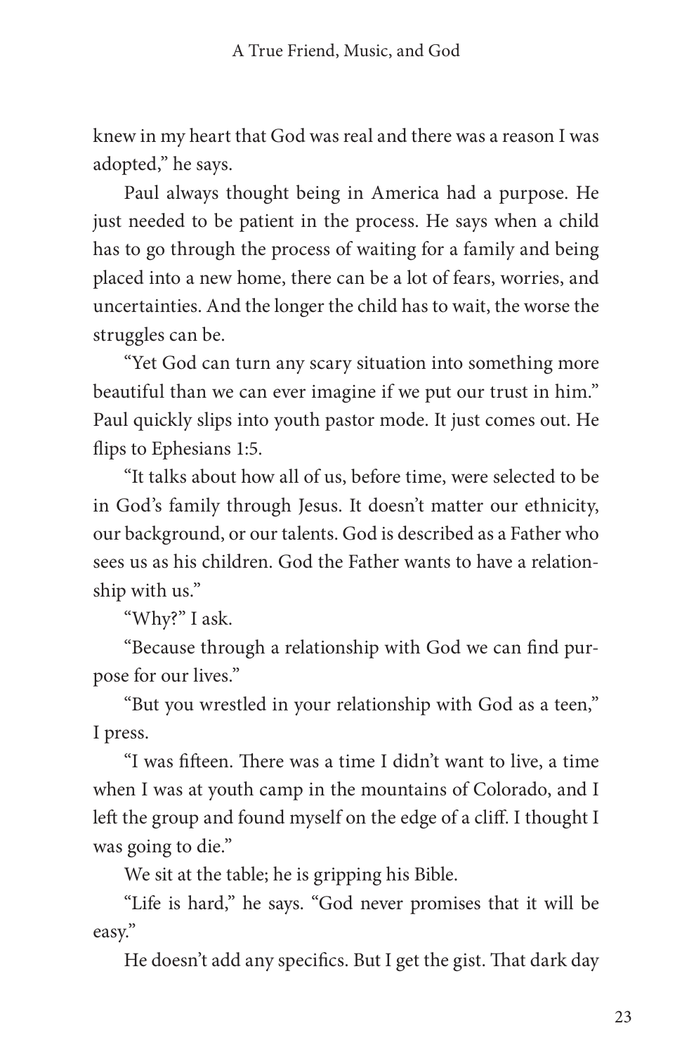knew in my heart that God was real and there was a reason I was adopted," he says.

Paul always thought being in America had a purpose. He just needed to be patient in the process. He says when a child has to go through the process of waiting for a family and being placed into a new home, there can be a lot of fears, worries, and uncertainties. And the longer the child has to wait, the worse the struggles can be.

"Yet God can turn any scary situation into something more beautiful than we can ever imagine if we put our trust in him." Paul quickly slips into youth pastor mode. It just comes out. He flips to Ephesians 1:5.

"It talks about how all of us, before time, were selected to be in God's family through Jesus. It doesn't matter our ethnicity, our background, or our talents. God is described as a Father who sees us as his children. God the Father wants to have a relationship with us."

"Why?" I ask.

"Because through a relationship with God we can find purpose for our lives."

"But you wrestled in your relationship with God as a teen," I press.

"I was fifteen. There was a time I didn't want to live, a time when I was at youth camp in the mountains of Colorado, and I left the group and found myself on the edge of a cliff. I thought I was going to die."

We sit at the table; he is gripping his Bible.

"Life is hard," he says. "God never promises that it will be easy."

He doesn't add any specifics. But I get the gist. That dark day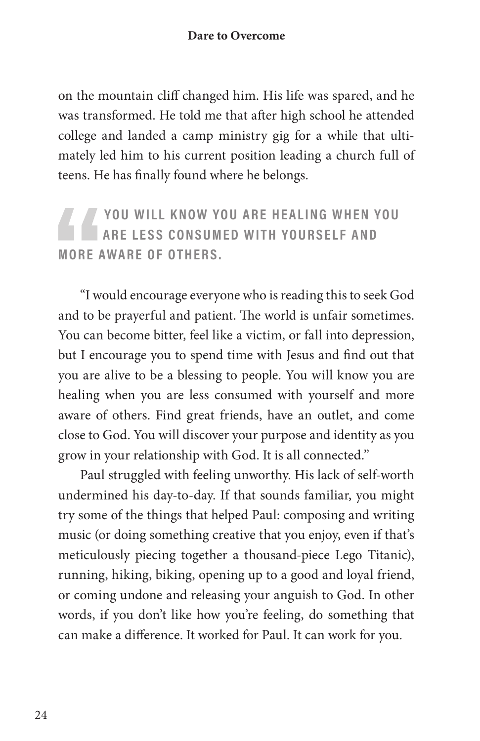on the mountain cliff changed him. His life was spared, and he was transformed. He told me that after high school he attended college and landed a camp ministry gig for a while that ultimately led him to his current position leading a church full of teens. He has finally found where he belongs.

> **YOU WILL KNOW YOU ARE HEALING WHEN YOU ARE LESS CONSUMED WITH YOURSELF AND MORE AWARE OF OTHERS.**

"I would encourage everyone who is reading this to seek God and to be prayerful and patient. The world is unfair sometimes. You can become bitter, feel like a victim, or fall into depression, but I encourage you to spend time with Jesus and find out that you are alive to be a blessing to people. You will know you are healing when you are less consumed with yourself and more aware of others. Find great friends, have an outlet, and come close to God. You will discover your purpose and identity as you grow in your relationship with God. It is all connected."

Paul struggled with feeling unworthy. His lack of self-worth undermined his day-to-day. If that sounds familiar, you might try some of the things that helped Paul: composing and writing music (or doing something creative that you enjoy, even if that's meticulously piecing together a thousand-piece Lego Titanic), running, hiking, biking, opening up to a good and loyal friend, or coming undone and releasing your anguish to God. In other words, if you don't like how you're feeling, do something that can make a difference. It worked for Paul. It can work for you.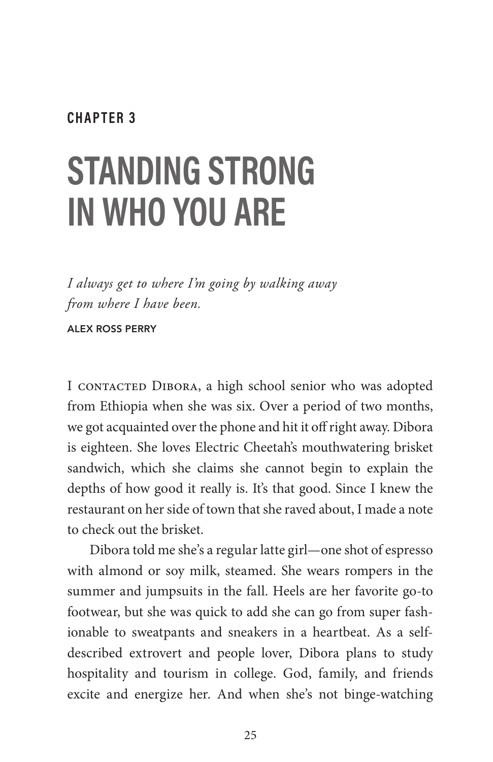CHAPTER 3

# STANDING STRONG IN WHO YOU ARE

*I always get to where I'm going by walking away from where I have been.*

ALEX ROSS PERRY

I contacted Dibora, a high school senior who was adopted from Ethiopia when she was six. Over a period of two months, we got acquainted over the phone and hit it off right away. Dibora is eighteen. She loves Electric Cheetah's mouthwatering brisket sandwich, which she claims she cannot begin to explain the depths of how good it really is. It's that good. Since I knew the restaurant on her side of town that she raved about, I made a note to check out the brisket.

Dibora told me she's a regular latte girl—one shot of espresso with almond or soy milk, steamed. She wears rompers in the summer and jumpsuits in the fall. Heels are her favorite go-to footwear, but she was quick to add she can go from super fashionable to sweatpants and sneakers in a heartbeat. As a self-described extrovert and people lover, Dibora plans to study hospitality and tourism in college. God, family, and friends excite and energize her. And when she's not binge-watching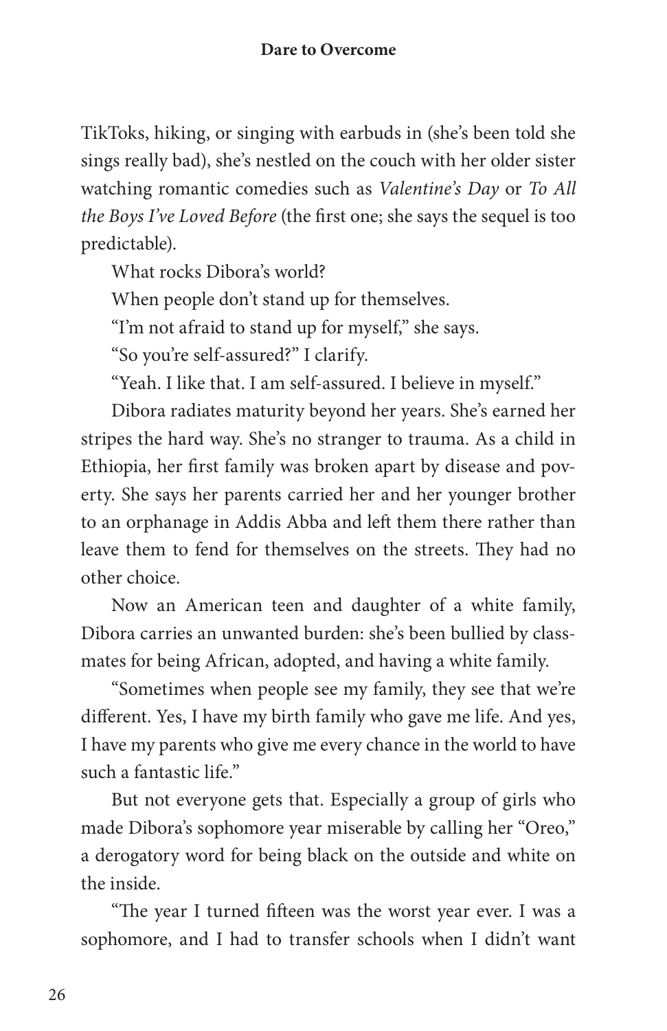TikToks, hiking, or singing with earbuds in (she's been told she sings really bad), she's nestled on the couch with her older sister watching romantic comedies such as *Valentine's Day* or *To All the Boys I've Loved Before* (the first one; she says the sequel is too predictable).

What rocks Dibora's world?

When people don't stand up for themselves.

"I'm not afraid to stand up for myself," she says.

"So you're self-assured?" I clarify.

"Yeah. I like that. I am self-assured. I believe in myself."

Dibora radiates maturity beyond her years. She's earned her stripes the hard way. She's no stranger to trauma. As a child in Ethiopia, her first family was broken apart by disease and poverty. She says her parents carried her and her younger brother to an orphanage in Addis Abba and left them there rather than leave them to fend for themselves on the streets. They had no other choice.

Now an American teen and daughter of a white family, Dibora carries an unwanted burden: she's been bullied by classmates for being African, adopted, and having a white family.

"Sometimes when people see my family, they see that we're different. Yes, I have my birth family who gave me life. And yes, I have my parents who give me every chance in the world to have such a fantastic life."

But not everyone gets that. Especially a group of girls who made Dibora's sophomore year miserable by calling her "Oreo," a derogatory word for being black on the outside and white on the inside.

"The year I turned fifteen was the worst year ever. I was a sophomore, and I had to transfer schools when I didn't want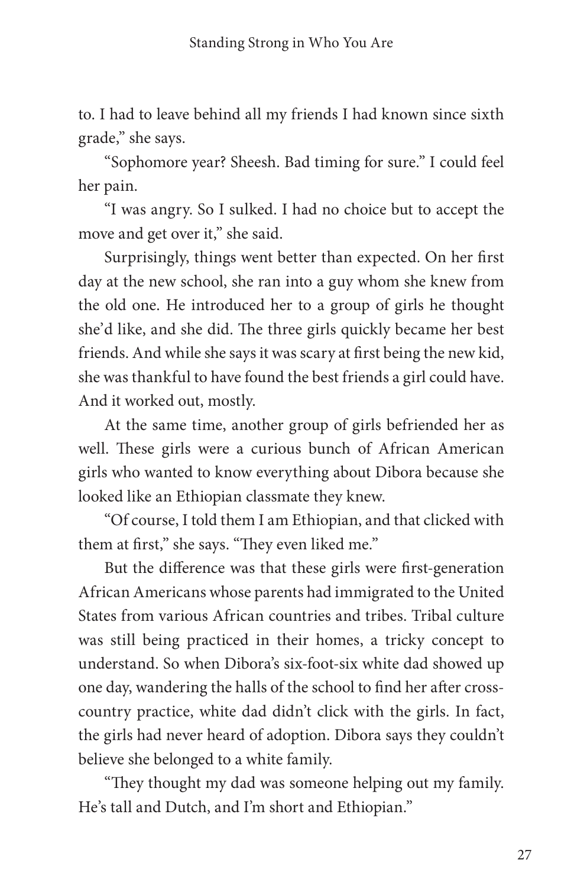to. I had to leave behind all my friends I had known since sixth grade," she says.

"Sophomore year? Sheesh. Bad timing for sure." I could feel her pain.

"I was angry. So I sulked. I had no choice but to accept the move and get over it," she said.

Surprisingly, things went better than expected. On her first day at the new school, she ran into a guy whom she knew from the old one. He introduced her to a group of girls he thought she'd like, and she did. The three girls quickly became her best friends. And while she says it was scary at first being the new kid, she was thankful to have found the best friends a girl could have. And it worked out, mostly.

At the same time, another group of girls befriended her as well. These girls were a curious bunch of African American girls who wanted to know everything about Dibora because she looked like an Ethiopian classmate they knew.

"Of course, I told them I am Ethiopian, and that clicked with them at first," she says. "They even liked me."

But the difference was that these girls were first-generation African Americans whose parents had immigrated to the United States from various African countries and tribes. Tribal culture was still being practiced in their homes, a tricky concept to understand. So when Dibora's six-foot-six white dad showed up one day, wandering the halls of the school to find her after cross-country practice, white dad didn't click with the girls. In fact, the girls had never heard of adoption. Dibora says they couldn't believe she belonged to a white family.

"They thought my dad was someone helping out my family. He's tall and Dutch, and I'm short and Ethiopian."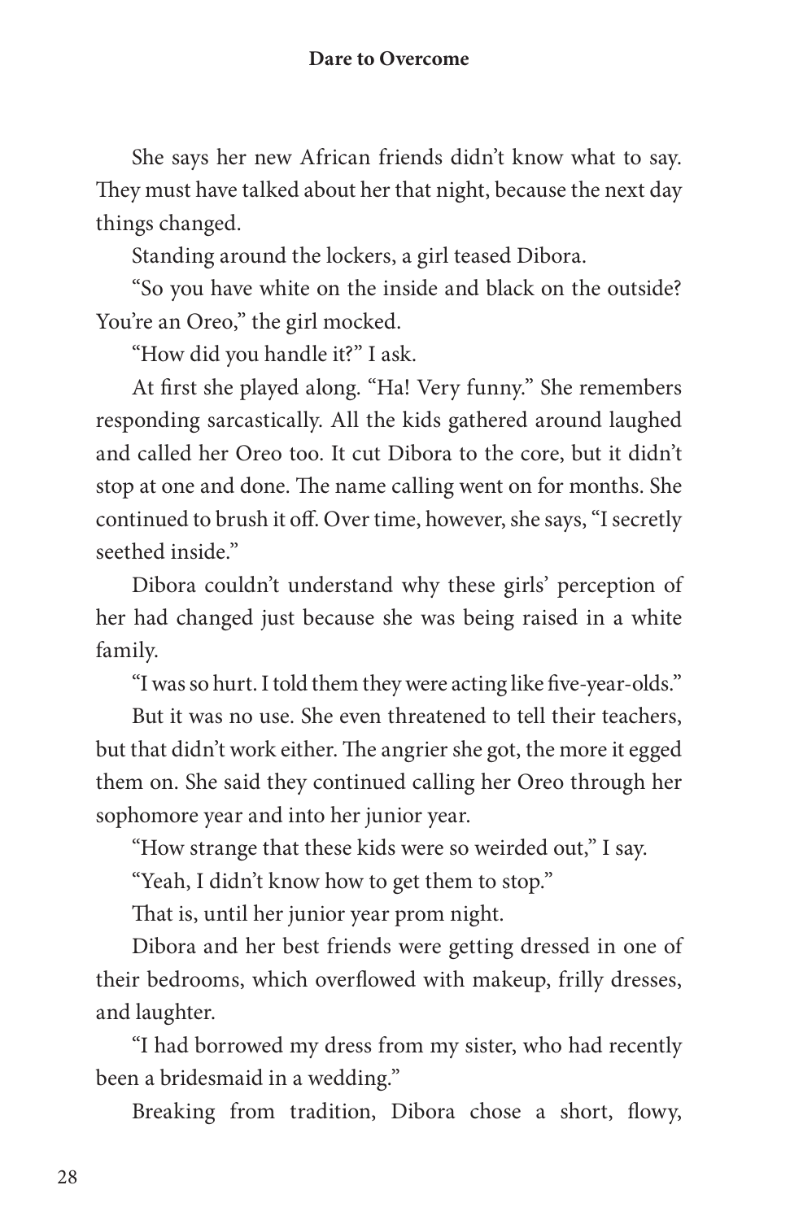She says her new African friends didn't know what to say. They must have talked about her that night, because the next day things changed.

Standing around the lockers, a girl teased Dibora.

"So you have white on the inside and black on the outside? You're an Oreo," the girl mocked.

"How did you handle it?" I ask.

At first she played along. "Ha! Very funny." She remembers responding sarcastically. All the kids gathered around laughed and called her Oreo too. It cut Dibora to the core, but it didn't stop at one and done. The name calling went on for months. She continued to brush it off. Over time, however, she says, "I secretly seethed inside."

Dibora couldn't understand why these girls' perception of her had changed just because she was being raised in a white family.

"I was so hurt. I told them they were acting like five-year-olds."

But it was no use. She even threatened to tell their teachers, but that didn't work either. The angrier she got, the more it egged them on. She said they continued calling her Oreo through her sophomore year and into her junior year.

"How strange that these kids were so weirded out," I say.

"Yeah, I didn't know how to get them to stop."

That is, until her junior year prom night.

Dibora and her best friends were getting dressed in one of their bedrooms, which overflowed with makeup, frilly dresses, and laughter.

"I had borrowed my dress from my sister, who had recently been a bridesmaid in a wedding."

Breaking from tradition, Dibora chose a short, flowy,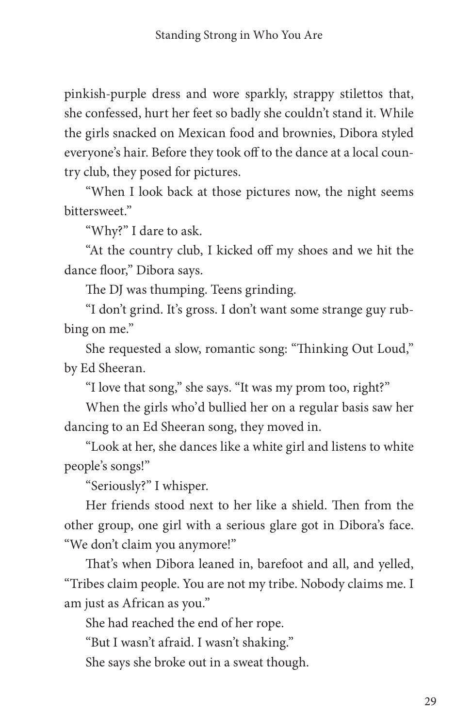pinkish-purple dress and wore sparkly, strappy stilettos that, she confessed, hurt her feet so badly she couldn't stand it. While the girls snacked on Mexican food and brownies, Dibora styled everyone's hair. Before they took off to the dance at a local country club, they posed for pictures.

"When I look back at those pictures now, the night seems bittersweet."

"Why?" I dare to ask.

"At the country club, I kicked off my shoes and we hit the dance floor," Dibora says.

The DJ was thumping. Teens grinding.

"I don't grind. It's gross. I don't want some strange guy rubbing on me."

She requested a slow, romantic song: "Thinking Out Loud," by Ed Sheeran.

"I love that song," she says. "It was my prom too, right?"

When the girls who'd bullied her on a regular basis saw her dancing to an Ed Sheeran song, they moved in.

"Look at her, she dances like a white girl and listens to white people's songs!"

"Seriously?" I whisper.

Her friends stood next to her like a shield. Then from the other group, one girl with a serious glare got in Dibora's face. "We don't claim you anymore!"

That's when Dibora leaned in, barefoot and all, and yelled, "Tribes claim people. You are not my tribe. Nobody claims me. I am just as African as you."

She had reached the end of her rope.

"But I wasn't afraid. I wasn't shaking."

She says she broke out in a sweat though.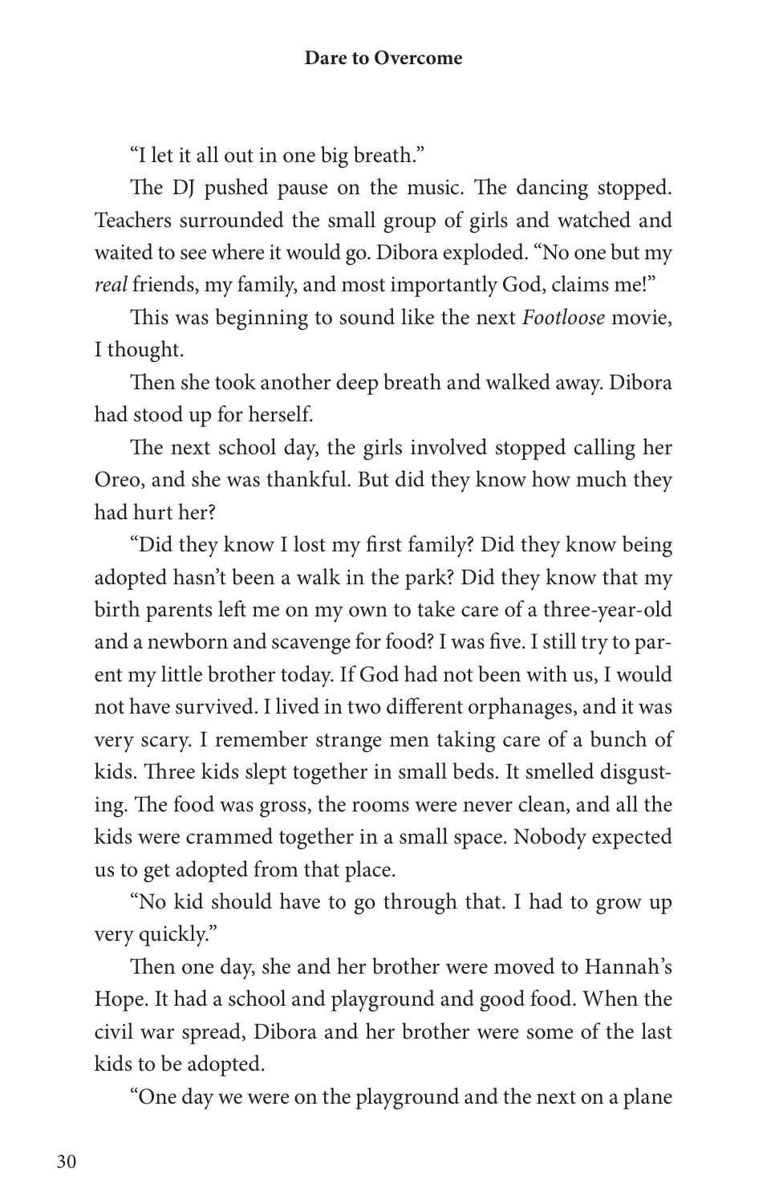"I let it all out in one big breath."

The DJ pushed pause on the music. The dancing stopped. Teachers surrounded the small group of girls and watched and waited to see where it would go. Dibora exploded. "No one but my *real* friends, my family, and most importantly God, claims me!"

This was beginning to sound like the next *Footloose* movie, I thought.

Then she took another deep breath and walked away. Dibora had stood up for herself.

The next school day, the girls involved stopped calling her Oreo, and she was thankful. But did they know how much they had hurt her?

"Did they know I lost my first family? Did they know being adopted hasn't been a walk in the park? Did they know that my birth parents left me on my own to take care of a three-year-old and a newborn and scavenge for food? I was five. I still try to parent my little brother today. If God had not been with us, I would not have survived. I lived in two different orphanages, and it was very scary. I remember strange men taking care of a bunch of kids. Three kids slept together in small beds. It smelled disgusting. The food was gross, the rooms were never clean, and all the kids were crammed together in a small space. Nobody expected us to get adopted from that place.

"No kid should have to go through that. I had to grow up very quickly."

Then one day, she and her brother were moved to Hannah's Hope. It had a school and playground and good food. When the civil war spread, Dibora and her brother were some of the last kids to be adopted.

"One day we were on the playground and the next on a plane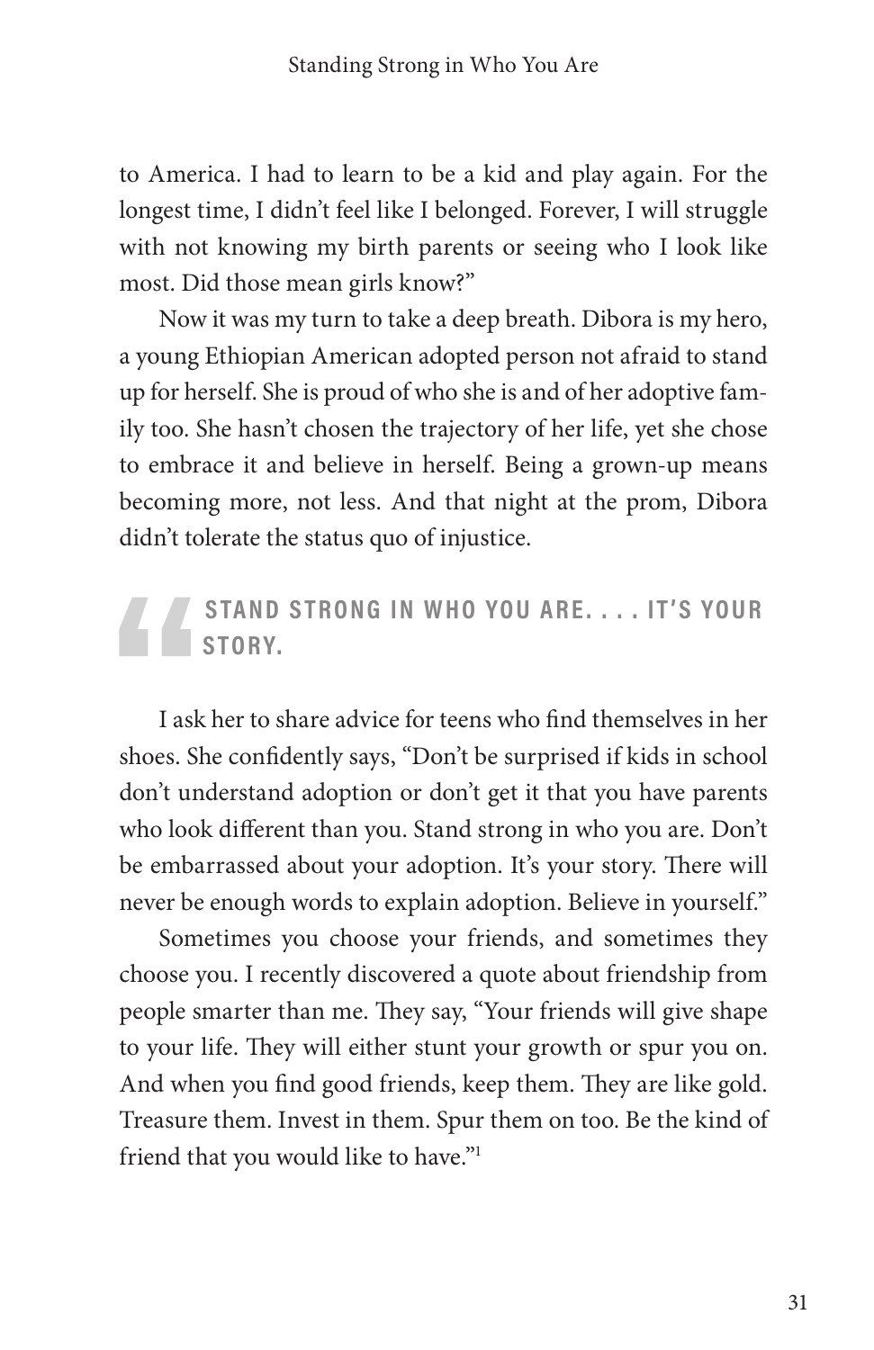to America. I had to learn to be a kid and play again. For the longest time, I didn't feel like I belonged. Forever, I will struggle with not knowing my birth parents or seeing who I look like most. Did those mean girls know?"

Now it was my turn to take a deep breath. Dibora is my hero, a young Ethiopian American adopted person not afraid to stand up for herself. She is proud of who she is and of her adoptive family too. She hasn't chosen the trajectory of her life, yet she chose to embrace it and believe in herself. Being a grown-up means becoming more, not less. And that night at the prom, Dibora didn't tolerate the status quo of injustice.

> **STAND STRONG IN WHO YOU ARE. . . . IT'S YOUR STORY.**

I ask her to share advice for teens who find themselves in her shoes. She confidently says, "Don't be surprised if kids in school don't understand adoption or don't get it that you have parents who look different than you. Stand strong in who you are. Don't be embarrassed about your adoption. It's your story. There will never be enough words to explain adoption. Believe in yourself."

Sometimes you choose your friends, and sometimes they choose you. I recently discovered a quote about friendship from people smarter than me. They say, "Your friends will give shape to your life. They will either stunt your growth or spur you on. And when you find good friends, keep them. They are like gold. Treasure them. Invest in them. Spur them on too. Be the kind of friend that you would like to have."[1]